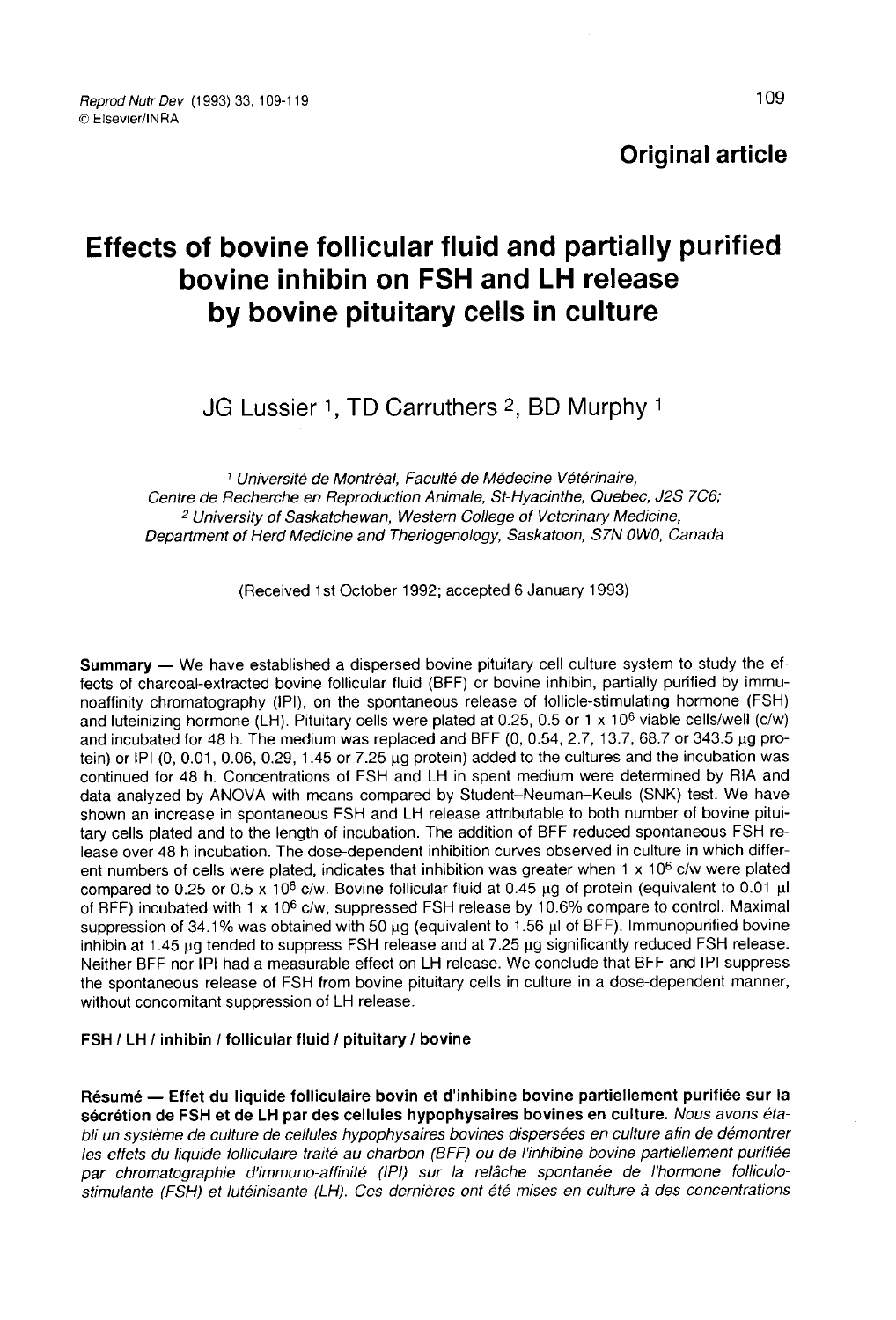## Original article

# Effects of bovine follicular fluid and partially purified bovine inhibin on FSH and LH release by bovine pituitary cells in culture

JG Lussier [1], TD Carruthers [2], BD Murphy [1]

[1] *Université de Montréal, Faculté de Médecine Vétérinaire, Centre de Recherche en Reproduction Animale, St-Hyacinthe, Quebec, J2S 7C6;*
[2] *University of Saskatchewan, Western College of Veterinary Medicine, Department of Herd Medicine and Theriogenology, Saskatoon, S7N 0W0, Canada*

(Received 1st October 1992; accepted 6 January 1993)

**Summary** — We have established a dispersed bovine pituitary cell culture system to study the effects of charcoal-extracted bovine follicular fluid (BFF) or bovine inhibin, partially purified by immunoaffinity chromatography (IPI), on the spontaneous release of follicle-stimulating hormone (FSH) and luteinizing hormone (LH). Pituitary cells were plated at 0.25, 0.5 or 1 x $10^6$ viable cells/well (c/w) and incubated for 48 h. The medium was replaced and BFF (0, 0.54, 2.7, 13.7, 68.7 or 343.5 μg protein) or IPI (0, 0.01, 0.06, 0.29, 1.45 or 7.25 μg protein) added to the cultures and the incubation was continued for 48 h. Concentrations of FSH and LH in spent medium were determined by RIA and data analyzed by ANOVA with means compared by Student–Neuman–Keuls (SNK) test. We have shown an increase in spontaneous FSH and LH release attributable to both number of bovine pituitary cells plated and to the length of incubation. The addition of BFF reduced spontaneous FSH release over 48 h incubation. The dose-dependent inhibition curves observed in culture in which different numbers of cells were plated, indicates that inhibition was greater when 1 x $10^6$ c/w were plated compared to 0.25 or 0.5 x $10^6$ c/w. Bovine follicular fluid at 0.45 μg of protein (equivalent to 0.01 μl of BFF) incubated with 1 x $10^6$ c/w, suppressed FSH release by 10.6% compare to control. Maximal suppression of 34.1% was obtained with 50 μg (equivalent to 1.56 μl of BFF). Immunopurified bovine inhibin at 1.45 μg tended to suppress FSH release and at 7.25 μg significantly reduced FSH release. Neither BFF nor IPI had a measurable effect on LH release. We conclude that BFF and IPI suppress the spontaneous release of FSH from bovine pituitary cells in culture in a dose-dependent manner, without concomitant suppression of LH release.

**FSH / LH / inhibin / follicular fluid / pituitary / bovine**

**Résumé — Effet du liquide folliculaire bovin et d'inhibine bovine partiellement purifiée sur la sécrétion de FSH et de LH par des cellules hypophysaires bovines en culture.** *Nous avons établi un système de culture de cellules hypophysaires bovines dispersées en culture afin de démontrer les effets du liquide folliculaire traité au charbon (BFF) ou de l'inhibine bovine partiellement purifiée par chromatographie d'immuno-affinité (IPI) sur la relâche spontanée de l'hormone folliculo-stimulante (FSH) et lutéinisante (LH). Ces dernières ont été mises en culture à des concentrations*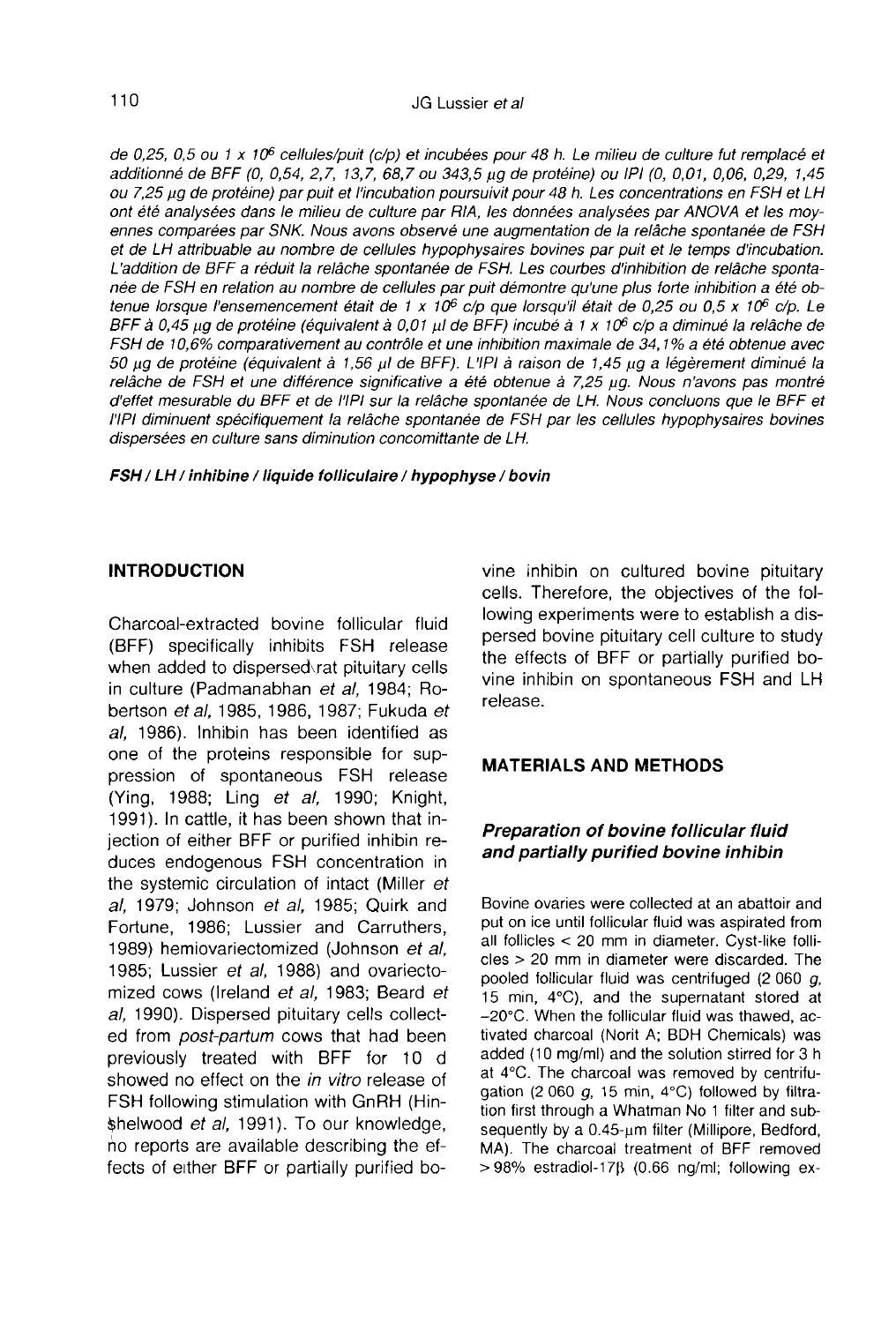*de 0,25, 0,5 ou 1 x $10^6$ cellules/puit (c/p) et incubées pour 48 h. Le milieu de culture fut remplacé et additionné de BFF (0, 0,54, 2,7, 13,7, 68,7 ou 343,5 μg de protéine) ou IPI (0, 0,01, 0,06, 0,29, 1,45 ou 7,25 μg de protéine) par puit et l'incubation poursuivit pour 48 h. Les concentrations en FSH et LH ont été analysées dans le milieu de culture par RIA, les données analysées par ANOVA et les moyennes comparées par SNK. Nous avons observé une augmentation de la relâche spontanée de FSH et de LH attribuable au nombre de cellules hypophysaires bovines par puit et le temps d'incubation. L'addition de BFF a réduit la relâche spontanée de FSH. Les courbes d'inhibition de relâche spontanée de FSH en relation au nombre de cellules par puit démontre qu'une plus forte inhibition a été obtenue lorsque l'ensemencement était de 1 x $10^6$ c/p que lorsqu'il était de 0,25 ou 0,5 x $10^6$ c/p. Le BFF à 0,45 μg de protéine (équivalent à 0,01 μl de BFF) incubé à 1 x $10^6$ c/p a diminué la relâche de FSH de 10,6% comparativement au contrôle et une inhibition maximale de 34,1% a été obtenue avec 50 μg de protéine (équivalent à 1,56 μl de BFF). L'IPI à raison de 1,45 μg a légèrement diminué la relâche de FSH et une différence significative a été obtenue à 7,25 μg. Nous n'avons pas montré d'effet mesurable du BFF et de l'IPI sur la relâche spontanée de LH. Nous concluons que le BFF et l'IPI diminuent spécifiquement la relâche spontanée de FSH par les cellules hypophysaires bovines dispersées en culture sans diminution concomittante de LH.*

***FSH / LH / inhibine / liquide folliculaire / hypophyse / bovin***

## INTRODUCTION

Charcoal-extracted bovine follicular fluid (BFF) specifically inhibits FSH release when added to dispersed rat pituitary cells in culture (Padmanabhan *et al*, 1984; Robertson *et al*, 1985, 1986, 1987; Fukuda *et al*, 1986). Inhibin has been identified as one of the proteins responsible for suppression of spontaneous FSH release (Ying, 1988; Ling *et al*, 1990; Knight, 1991). In cattle, it has been shown that injection of either BFF or purified inhibin reduces endogenous FSH concentration in the systemic circulation of intact (Miller *et al*, 1979; Johnson *et al*, 1985; Quirk and Fortune, 1986; Lussier and Carruthers, 1989) hemiovariectomized (Johnson *et al*, 1985; Lussier *et al*, 1988) and ovariectomized cows (Ireland *et al*, 1983; Beard *et al*, 1990). Dispersed pituitary cells collected from *post-partum* cows that had been previously treated with BFF for 10 d showed no effect on the *in vitro* release of FSH following stimulation with GnRH (Hinshelwood *et al*, 1991). To our knowledge, no reports are available describing the effects of either BFF or partially purified bovine inhibin on cultured bovine pituitary cells. Therefore, the objectives of the following experiments were to establish a dispersed bovine pituitary cell culture to study the effects of BFF or partially purified bovine inhibin on spontaneous FSH and LH release.

## MATERIALS AND METHODS

### *Preparation of bovine follicular fluid and partially purified bovine inhibin*

Bovine ovaries were collected at an abattoir and put on ice until follicular fluid was aspirated from all follicles < 20 mm in diameter. Cyst-like follicles > 20 mm in diameter were discarded. The pooled follicular fluid was centrifuged (2 060 *g*, 15 min, 4°C), and the supernatant stored at −20°C. When the follicular fluid was thawed, activated charcoal (Norit A; BDH Chemicals) was added (10 mg/ml) and the solution stirred for 3 h at 4°C. The charcoal was removed by centrifugation (2 060 *g*, 15 min, 4°C) followed by filtration first through a Whatman No 1 filter and subsequently by a 0.45-μm filter (Millipore, Bedford, MA). The charcoal treatment of BFF removed > 98% estradiol-17β (0.66 ng/ml; following ex-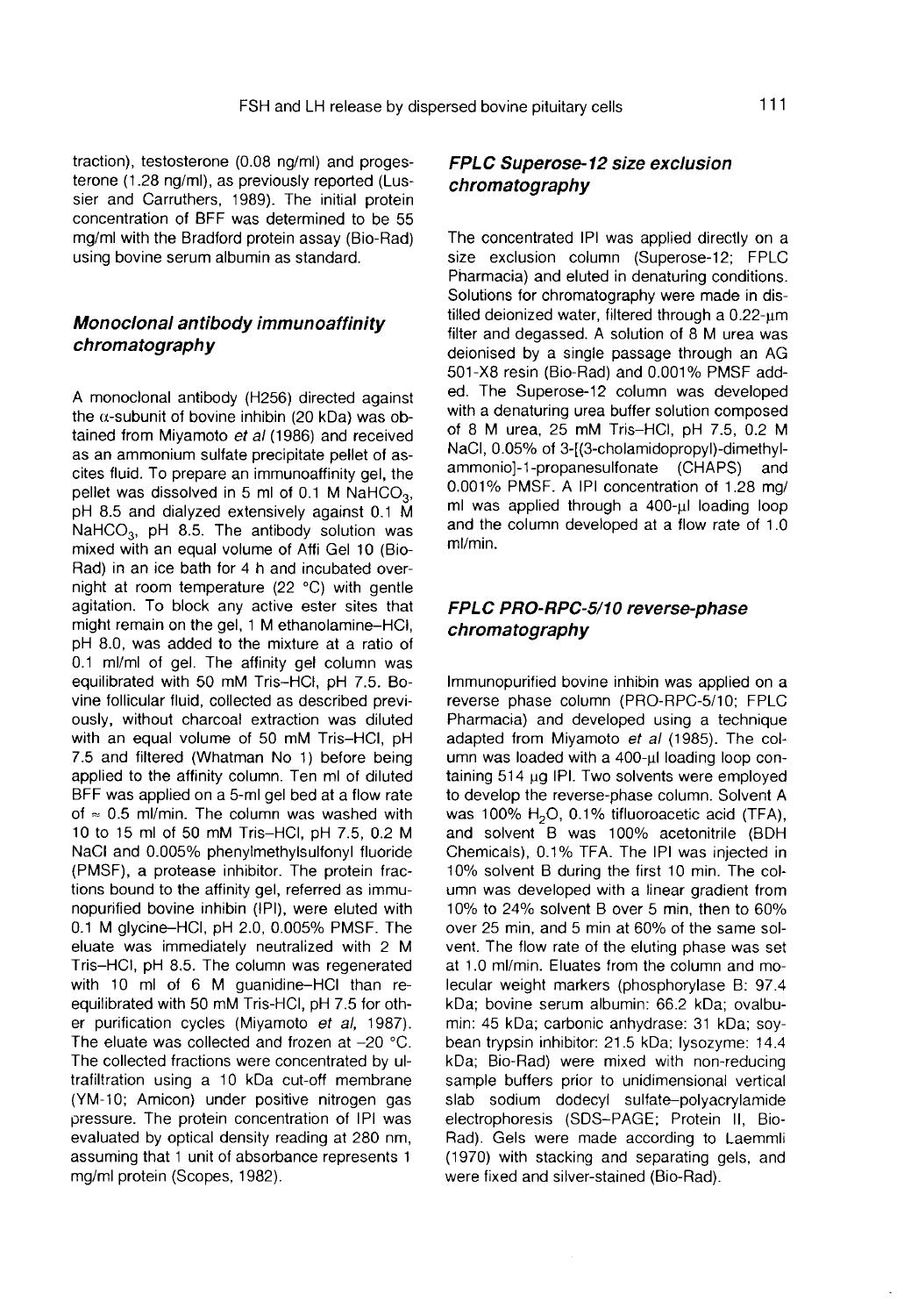traction), testosterone (0.08 ng/ml) and progesterone (1.28 ng/ml), as previously reported (Lussier and Carruthers, 1989). The initial protein concentration of BFF was determined to be 55 mg/ml with the Bradford protein assay (Bio-Rad) using bovine serum albumin as standard.

### *Monoclonal antibody immunoaffinity chromatography*

A monoclonal antibody (H256) directed against the α-subunit of bovine inhibin (20 kDa) was obtained from Miyamoto *et al* (1986) and received as an ammonium sulfate precipitate pellet of ascites fluid. To prepare an immunoaffinity gel, the pellet was dissolved in 5 ml of 0.1 M $NaHCO_3$, pH 8.5 and dialyzed extensively against 0.1 M $NaHCO_3$, pH 8.5. The antibody solution was mixed with an equal volume of Affi Gel 10 (Bio-Rad) in an ice bath for 4 h and incubated overnight at room temperature (22 °C) with gentle agitation. To block any active ester sites that might remain on the gel, 1 M ethanolamine–HCl, pH 8.0, was added to the mixture at a ratio of 0.1 ml/ml of gel. The affinity gel column was equilibrated with 50 mM Tris–HCl, pH 7.5. Bovine follicular fluid, collected as described previously, without charcoal extraction was diluted with an equal volume of 50 mM Tris–HCl, pH 7.5 and filtered (Whatman No 1) before being applied to the affinity column. Ten ml of diluted BFF was applied on a 5-ml gel bed at a flow rate of ≈ 0.5 ml/min. The column was washed with 10 to 15 ml of 50 mM Tris–HCl, pH 7.5, 0.2 M NaCl and 0.005% phenylmethylsulfonyl fluoride (PMSF), a protease inhibitor. The protein fractions bound to the affinity gel, referred as immunopurified bovine inhibin (IPI), were eluted with 0.1 M glycine–HCl, pH 2.0, 0.005% PMSF. The eluate was immediately neutralized with 2 M Tris–HCl, pH 8.5. The column was regenerated with 10 ml of 6 M guanidine–HCl than reequilibrated with 50 mM Tris-HCl, pH 7.5 for other purification cycles (Miyamoto *et al*, 1987). The eluate was collected and frozen at –20 °C. The collected fractions were concentrated by ultrafiltration using a 10 kDa cut-off membrane (YM-10; Amicon) under positive nitrogen gas pressure. The protein concentration of IPI was evaluated by optical density reading at 280 nm, assuming that 1 unit of absorbance represents 1 mg/ml protein (Scopes, 1982).

### *FPLC Superose-12 size exclusion chromatography*

The concentrated IPI was applied directly on a size exclusion column (Superose-12; FPLC Pharmacia) and eluted in denaturing conditions. Solutions for chromatography were made in distilled deionized water, filtered through a 0.22-μm filter and degassed. A solution of 8 M urea was deionised by a single passage through an AG 501-X8 resin (Bio-Rad) and 0.001% PMSF added. The Superose-12 column was developed with a denaturing urea buffer solution composed of 8 M urea, 25 mM Tris–HCl, pH 7.5, 0.2 M NaCl, 0.05% of 3-[(3-cholamidopropyl)-dimethylammonio]-1-propanesulfonate (CHAPS) and 0.001% PMSF. A IPI concentration of 1.28 mg/ml was applied through a 400-μl loading loop and the column developed at a flow rate of 1.0 ml/min.

### *FPLC PRO-RPC-5/10 reverse-phase chromatography*

Immunopurified bovine inhibin was applied on a reverse phase column (PRO-RPC-5/10; FPLC Pharmacia) and developed using a technique adapted from Miyamoto *et al* (1985). The column was loaded with a 400-μl loading loop containing 514 μg IPI. Two solvents were employed to develop the reverse-phase column. Solvent A was 100% $H_2O$, 0.1% tifluoroacetic acid (TFA), and solvent B was 100% acetonitrile (BDH Chemicals), 0.1% TFA. The IPI was injected in 10% solvent B during the first 10 min. The column was developed with a linear gradient from 10% to 24% solvent B over 5 min, then to 60% over 25 min, and 5 min at 60% of the same solvent. The flow rate of the eluting phase was set at 1.0 ml/min. Eluates from the column and molecular weight markers (phosphorylase B: 97.4 kDa; bovine serum albumin: 66.2 kDa; ovalbumin: 45 kDa; carbonic anhydrase: 31 kDa; soybean trypsin inhibitor: 21.5 kDa; lysozyme: 14.4 kDa; Bio-Rad) were mixed with non-reducing sample buffers prior to unidimensional vertical slab sodium dodecyl sulfate–polyacrylamide electrophoresis (SDS–PAGE; Protein II, Bio-Rad). Gels were made according to Laemmli (1970) with stacking and separating gels, and were fixed and silver-stained (Bio-Rad).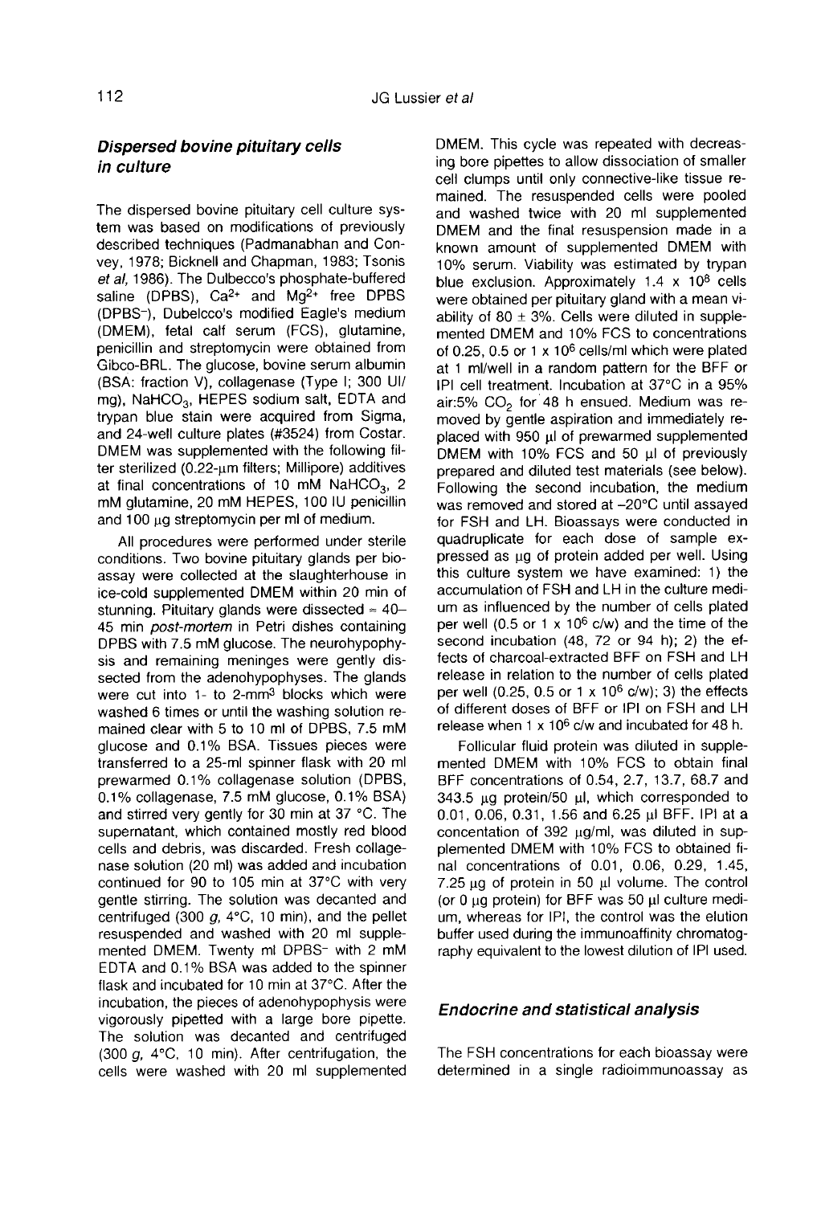### *Dispersed bovine pituitary cells in culture*

The dispersed bovine pituitary cell culture system was based on modifications of previously described techniques (Padmanabhan and Convey, 1978; Bicknell and Chapman, 1983; Tsonis *et al*, 1986). The Dulbecco's phosphate-buffered saline (DPBS), $Ca^{2+}$ and $Mg^{2+}$ free DPBS ($DPBS^-$), Dubelcco's modified Eagle's medium (DMEM), fetal calf serum (FCS), glutamine, penicillin and streptomycin were obtained from Gibco-BRL. The glucose, bovine serum albumin (BSA: fraction V), collagenase (Type I; 300 UI/mg), $NaHCO_3$, HEPES sodium salt, EDTA and trypan blue stain were acquired from Sigma, and 24-well culture plates (#3524) from Costar. DMEM was supplemented with the following filter sterilized (0.22-μm filters; Millipore) additives at final concentrations of 10 mM $NaHCO_3$, 2 mM glutamine, 20 mM HEPES, 100 IU penicillin and 100 μg streptomycin per ml of medium.

All procedures were performed under sterile conditions. Two bovine pituitary glands per bioassay were collected at the slaughterhouse in ice-cold supplemented DMEM within 20 min of stunning. Pituitary glands were dissected ≈ 40–45 min *post-mortem* in Petri dishes containing DPBS with 7.5 mM glucose. The neurohypophysis and remaining meninges were gently dissected from the adenohypophyses. The glands were cut into 1- to 2-$mm^3$ blocks which were washed 6 times or until the washing solution remained clear with 5 to 10 ml of DPBS, 7.5 mM glucose and 0.1% BSA. Tissues pieces were transferred to a 25-ml spinner flask with 20 ml prewarmed 0.1% collagenase solution (DPBS, 0.1% collagenase, 7.5 mM glucose, 0.1% BSA) and stirred very gently for 30 min at 37 °C. The supernatant, which contained mostly red blood cells and debris, was discarded. Fresh collagenase solution (20 ml) was added and incubation continued for 90 to 105 min at 37°C with very gentle stirring. The solution was decanted and centrifuged (300 *g*, 4°C, 10 min), and the pellet resuspended and washed with 20 ml supplemented DMEM. Twenty ml $DPBS^-$ with 2 mM EDTA and 0.1% BSA was added to the spinner flask and incubated for 10 min at 37°C. After the incubation, the pieces of adenohypophysis were vigorously pipetted with a large bore pipette. The solution was decanted and centrifuged (300 *g*, 4°C, 10 min). After centrifugation, the cells were washed with 20 ml supplemented DMEM. This cycle was repeated with decreasing bore pipettes to allow dissociation of smaller cell clumps until only connective-like tissue remained. The resuspended cells were pooled and washed twice with 20 ml supplemented DMEM and the final resuspension made in a known amount of supplemented DMEM with 10% serum. Viability was estimated by trypan blue exclusion. Approximately $1.4 \times 10^8$ cells were obtained per pituitary gland with a mean viability of 80 ± 3%. Cells were diluted in supplemented DMEM and 10% FCS to concentrations of 0.25, 0.5 or $1 \times 10^6$ cells/ml which were plated at 1 ml/well in a random pattern for the BFF or IPI cell treatment. Incubation at 37°C in a 95% air:5% $CO_2$ for 48 h ensued. Medium was removed by gentle aspiration and immediately replaced with 950 μl of prewarmed supplemented DMEM with 10% FCS and 50 μl of previously prepared and diluted test materials (see below). Following the second incubation, the medium was removed and stored at –20°C until assayed for FSH and LH. Bioassays were conducted in quadruplicate for each dose of sample expressed as μg of protein added per well. Using this culture system we have examined: 1) the accumulation of FSH and LH in the culture medium as influenced by the number of cells plated per well (0.5 or $1 \times 10^6$ c/w) and the time of the second incubation (48, 72 or 94 h); 2) the effects of charcoal-extracted BFF on FSH and LH release in relation to the number of cells plated per well (0.25, 0.5 or $1 \times 10^6$ c/w); 3) the effects of different doses of BFF or IPI on FSH and LH release when $1 \times 10^6$ c/w and incubated for 48 h.

Follicular fluid protein was diluted in supplemented DMEM with 10% FCS to obtain final BFF concentrations of 0.54, 2.7, 13.7, 68.7 and 343.5 μg protein/50 μl, which corresponded to 0.01, 0.06, 0.31, 1.56 and 6.25 μl BFF. IPI at a concentation of 392 μg/ml, was diluted in supplemented DMEM with 10% FCS to obtained final concentrations of 0.01, 0.06, 0.29, 1.45, 7.25 μg of protein in 50 μl volume. The control (or 0 μg protein) for BFF was 50 μl culture medium, whereas for IPI, the control was the elution buffer used during the immunoaffinity chromatography equivalent to the lowest dilution of IPI used.

### *Endocrine and statistical analysis*

The FSH concentrations for each bioassay were determined in a single radioimmunoassay as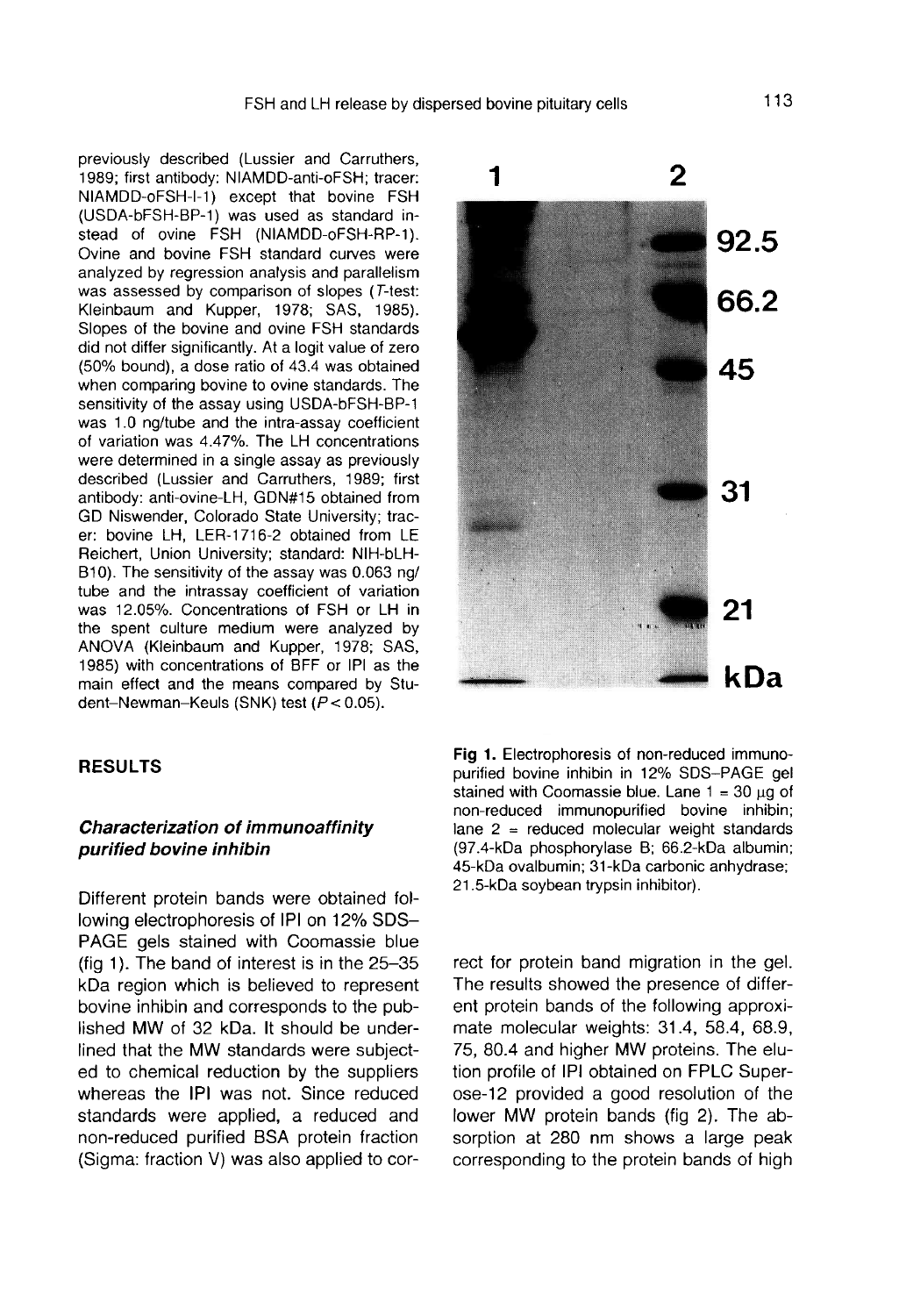previously described (Lussier and Carruthers, 1989; first antibody: NIAMDD-anti-oFSH; tracer: NIAMDD-oFSH-I-1) except that bovine FSH (USDA-bFSH-BP-1) was used as standard instead of ovine FSH (NIAMDD-oFSH-RP-1). Ovine and bovine FSH standard curves were analyzed by regression analysis and parallelism was assessed by comparison of slopes (*T*-test: Kleinbaum and Kupper, 1978; SAS, 1985). Slopes of the bovine and ovine FSH standards did not differ significantly. At a logit value of zero (50% bound), a dose ratio of 43.4 was obtained when comparing bovine to ovine standards. The sensitivity of the assay using USDA-bFSH-BP-1 was 1.0 ng/tube and the intra-assay coefficient of variation was 4.47%. The LH concentrations were determined in a single assay as previously described (Lussier and Carruthers, 1989; first antibody: anti-ovine-LH, GDN#15 obtained from GD Niswender, Colorado State University; tracer: bovine LH, LER-1716-2 obtained from LE Reichert, Union University; standard: NIH-bLH-B10). The sensitivity of the assay was 0.063 ng/tube and the intrassay coefficient of variation was 12.05%. Concentrations of FSH or LH in the spent culture medium were analyzed by ANOVA (Kleinbaum and Kupper, 1978; SAS, 1985) with concentrations of BFF or IPI as the main effect and the means compared by Student–Newman–Keuls (SNK) test ($P < 0.05$).

## RESULTS

### *Characterization of immunoaffinity purified bovine inhibin*

Different protein bands were obtained following electrophoresis of IPI on 12% SDS–PAGE gels stained with Coomassie blue (fig 1). The band of interest is in the 25–35 kDa region which is believed to represent bovine inhibin and corresponds to the published MW of 32 kDa. It should be underlined that the MW standards were subjected to chemical reduction by the suppliers whereas the IPI was not. Since reduced standards were applied, a reduced and non-reduced purified BSA protein fraction (Sigma: fraction V) was also applied to correct for protein band migration in the gel. The results showed the presence of different protein bands of the following approximate molecular weights: 31.4, 58.4, 68.9, 75, 80.4 and higher MW proteins. The elution profile of IPI obtained on FPLC Superose-12 provided a good resolution of the lower MW protein bands (fig 2). The absorption at 280 nm shows a large peak corresponding to the protein bands of high

**Fig 1.** Electrophoresis of non-reduced immunopurified bovine inhibin in 12% SDS–PAGE gel stained with Coomassie blue. Lane 1 = 30 µg of non-reduced immunopurified bovine inhibin; lane 2 = reduced molecular weight standards (97.4-kDa phosphorylase B; 66.2-kDa albumin; 45-kDa ovalbumin; 31-kDa carbonic anhydrase; 21.5-kDa soybean trypsin inhibitor).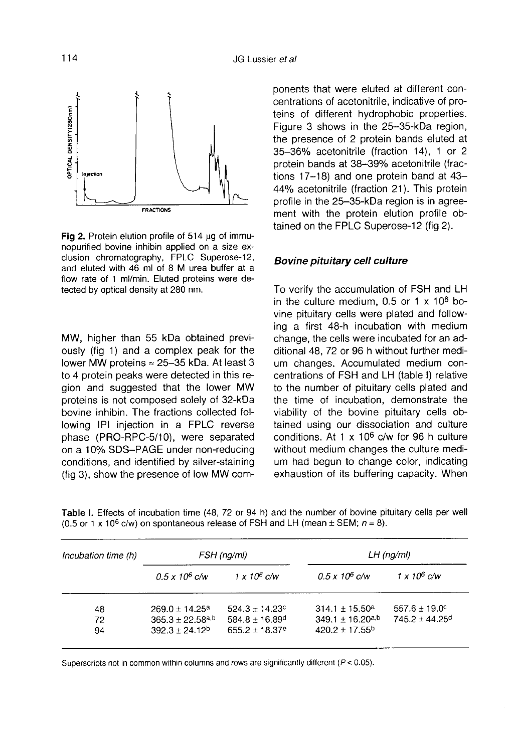Fig 2. Protein elution profile of 514 μg of immunopurified bovine inhibin applied on a size exclusion chromatography, FPLC Superose-12, and eluted with 46 ml of 8 M urea buffer at a flow rate of 1 ml/min. Eluted proteins were detected by optical density at 280 nm.

MW, higher than 55 kDa obtained previously (fig 1) and a complex peak for the lower MW proteins ≈ 25–35 kDa. At least 3 to 4 protein peaks were detected in this region and suggested that the lower MW proteins is not composed solely of 32-kDa bovine inhibin. The fractions collected following IPI injection in a FPLC reverse phase (PRO-RPC-5/10), were separated on a 10% SDS–PAGE under non-reducing conditions, and identified by silver-staining (fig 3), show the presence of low MW components that were eluted at different concentrations of acetonitrile, indicative of proteins of different hydrophobic properties. Figure 3 shows in the 25–35-kDa region, the presence of 2 protein bands eluted at 35–36% acetonitrile (fraction 14), 1 or 2 protein bands at 38–39% acetonitrile (fractions 17–18) and one protein band at 43–44% acetonitrile (fraction 21). This protein profile in the 25–35-kDa region is in agreement with the protein elution profile obtained on the FPLC Superose-12 (fig 2).

### Bovine pituitary cell culture

To verify the accumulation of FSH and LH in the culture medium, 0.5 or 1 x $10^6$ bovine pituitary cells were plated and following a first 48-h incubation with medium change, the cells were incubated for an additional 48, 72 or 96 h without further medium changes. Accumulated medium concentrations of FSH and LH (table I) relative to the number of pituitary cells plated and the time of incubation, demonstrate the viability of the bovine pituitary cells obtained using our dissociation and culture conditions. At 1 x $10^6$ c/w for 96 h culture without medium changes the culture medium had begun to change color, indicating exhaustion of its buffering capacity. When

Table I. Effects of incubation time (48, 72 or 94 h) and the number of bovine pituitary cells per well (0.5 or 1 x $10^6$ c/w) on spontaneous release of FSH and LH (mean ± SEM; $n = 8$).

| *Incubation time (h)* | *FSH (ng/ml)* | | *LH (ng/ml)* | |
|---|---|---|---|---|
| | *0.5 x $10^6$ c/w* | *1 x $10^6$ c/w* | *0.5 x $10^6$ c/w* | *1 x $10^6$ c/w* |
| 48 | 269.0 ± 14.25$^{a}$ | 524.3 ± 14.23$^{c}$ | 314.1 ± 15.50$^{a}$ | 557.6 ± 19.0$^{c}$ |
| 72 | 365.3 ± 22.58$^{a,b}$ | 584.8 ± 16.89$^{d}$ | 349.1 ± 16.20$^{a,b}$ | 745.2 ± 44.25$^{d}$ |
| 94 | 392.3 ± 24.12$^{b}$ | 655.2 ± 18.37$^{e}$ | 420.2 ± 17.55$^{b}$ | |

Superscripts not in common within columns and rows are significantly different ($P < 0.05$).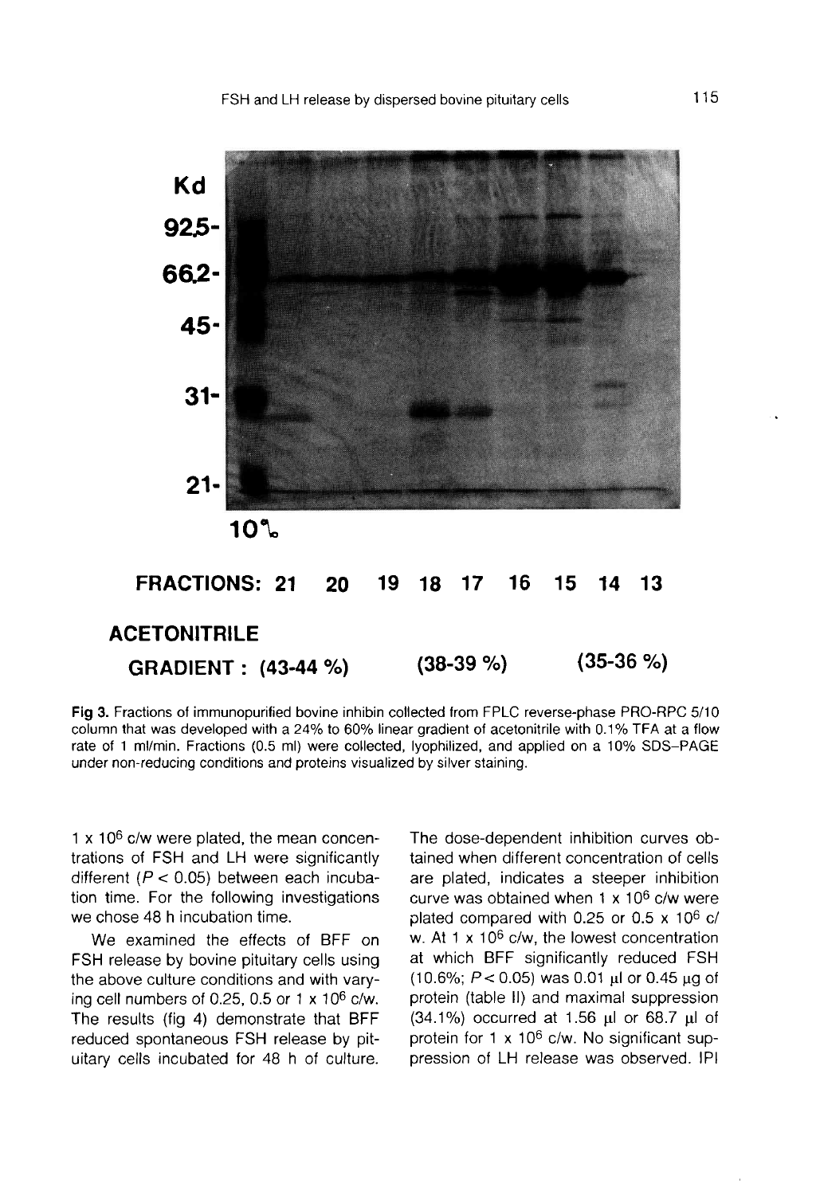Fig 3. Fractions of immunopurified bovine inhibin collected from FPLC reverse-phase PRO-RPC 5/10 column that was developed with a 24% to 60% linear gradient of acetonitrile with 0.1% TFA at a flow rate of 1 ml/min. Fractions (0.5 ml) were collected, lyophilized, and applied on a 10% SDS–PAGE under non-reducing conditions and proteins visualized by silver staining.

$1 \times 10^6$ c/w were plated, the mean concentrations of FSH and LH were significantly different ($P < 0.05$) between each incubation time. For the following investigations we chose 48 h incubation time.

We examined the effects of BFF on FSH release by bovine pituitary cells using the above culture conditions and with varying cell numbers of 0.25, 0.5 or $1 \times 10^6$ c/w. The results (fig 4) demonstrate that BFF reduced spontaneous FSH release by pituitary cells incubated for 48 h of culture. The dose-dependent inhibition curves obtained when different concentration of cells are plated, indicates a steeper inhibition curve was obtained when $1 \times 10^6$ c/w were plated compared with 0.25 or $0.5 \times 10^6$ c/w. At $1 \times 10^6$ c/w, the lowest concentration at which BFF significantly reduced FSH (10.6%; $P < 0.05$) was 0.01 μl or 0.45 μg of protein (table II) and maximal suppression (34.1%) occurred at 1.56 μl or 68.7 μl of protein for $1 \times 10^6$ c/w. No significant suppression of LH release was observed. IPI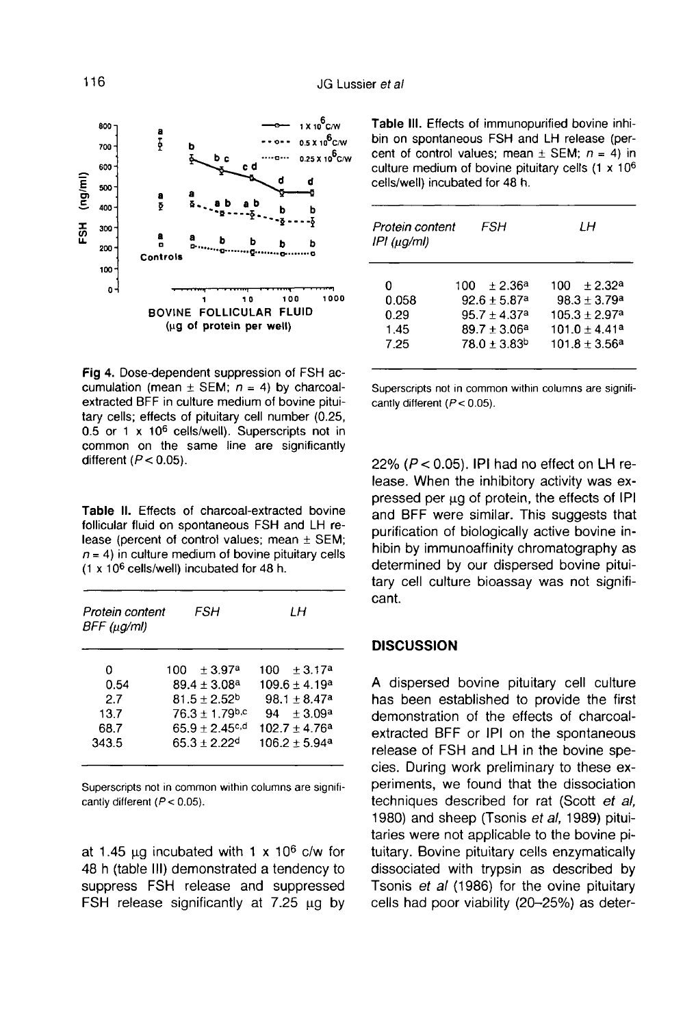Fig 4. Dose-dependent suppression of FSH accumulation (mean ± SEM; $n = 4$) by charcoal-extracted BFF in culture medium of bovine pituitary cells; effects of pituitary cell number (0.25, 0.5 or 1 x $10^6$ cells/well). Superscripts not in common on the same line are significantly different ($P < 0.05$).

**Table II.** Effects of charcoal-extracted bovine follicular fluid on spontaneous FSH and LH release (percent of control values; mean ± SEM; $n = 4$) in culture medium of bovine pituitary cells (1 x $10^6$ cells/well) incubated for 48 h.

| *Protein content BFF (µg/ml)* | *FSH* | *LH* |
|---|---|---|
| 0 | 100 ± 3.97[a] | 100 ± 3.17[a] |
| 0.54 | 89.4 ± 3.08[a] | 109.6 ± 4.19[a] |
| 2.7 | 81.5 ± 2.52[b] | 98.1 ± 8.47[a] |
| 13.7 | 76.3 ± 1.79[b,c] | 94 ± 3.09[a] |
| 68.7 | 65.9 ± 2.45[c,d] | 102.7 ± 4.76[a] |
| 343.5 | 65.3 ± 2.22[d] | 106.2 ± 5.94[a] |

Superscripts not in common within columns are significantly different ($P < 0.05$).

at 1.45 µg incubated with 1 x $10^6$ c/w for 48 h (table III) demonstrated a tendency to suppress FSH release and suppressed FSH release significantly at 7.25 µg by 22% ($P < 0.05$). IPI had no effect on LH release. When the inhibitory activity was expressed per µg of protein, the effects of IPI and BFF were similar. This suggests that purification of biologically active bovine inhibin by immunoaffinity chromatography as determined by our dispersed bovine pituitary cell culture bioassay was not significant.

**Table III.** Effects of immunopurified bovine inhibin on spontaneous FSH and LH release (percent of control values; mean ± SEM; $n = 4$) in culture medium of bovine pituitary cells (1 x $10^6$ cells/well) incubated for 48 h.

| *Protein content IPI (µg/ml)* | *FSH* | *LH* |
|---|---|---|
| 0 | 100 ± 2.36[a] | 100 ± 2.32[a] |
| 0.058 | 92.6 ± 5.87[a] | 98.3 ± 3.79[a] |
| 0.29 | 95.7 ± 4.37[a] | 105.3 ± 2.97[a] |
| 1.45 | 89.7 ± 3.06[a] | 101.0 ± 4.41[a] |
| 7.25 | 78.0 ± 3.83[b] | 101.8 ± 3.56[a] |

Superscripts not in common within columns are significantly different ($P < 0.05$).

## DISCUSSION

A dispersed bovine pituitary cell culture has been established to provide the first demonstration of the effects of charcoal-extracted BFF or IPI on the spontaneous release of FSH and LH in the bovine species. During work preliminary to these experiments, we found that the dissociation techniques described for rat (Scott *et al*, 1980) and sheep (Tsonis *et al*, 1989) pituitaries were not applicable to the bovine pituitary. Bovine pituitary cells enzymatically dissociated with trypsin as described by Tsonis *et al* (1986) for the ovine pituitary cells had poor viability (20–25%) as deter-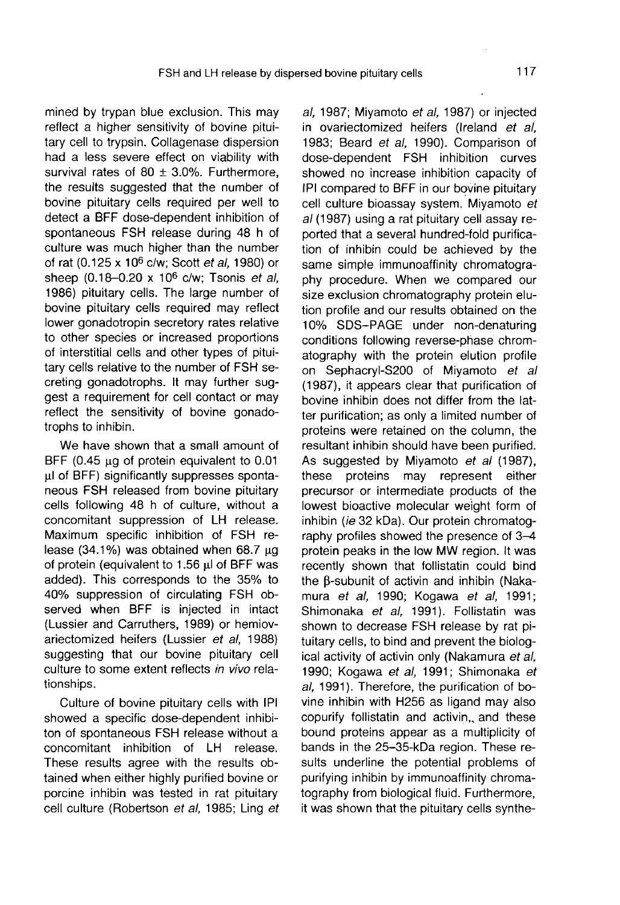mined by trypan blue exclusion. This may reflect a higher sensitivity of bovine pituitary cell to trypsin. Collagenase dispersion had a less severe effect on viability with survival rates of 80 ± 3.0%. Furthermore, the results suggested that the number of bovine pituitary cells required per well to detect a BFF dose-dependent inhibition of spontaneous FSH release during 48 h of culture was much higher than the number of rat ($0.125 \times 10^6$ c/w; Scott *et al*, 1980) or sheep ($0.18–0.20 \times 10^6$ c/w; Tsonis *et al*, 1986) pituitary cells. The large number of bovine pituitary cells required may reflect lower gonadotropin secretory rates relative to other species or increased proportions of interstitial cells and other types of pituitary cells relative to the number of FSH secreting gonadotrophs. It may further suggest a requirement for cell contact or may reflect the sensitivity of bovine gonadotrophs to inhibin.

We have shown that a small amount of BFF (0.45 μg of protein equivalent to 0.01 μl of BFF) significantly suppresses spontaneous FSH released from bovine pituitary cells following 48 h of culture, without a concomitant suppression of LH release. Maximum specific inhibition of FSH release (34.1%) was obtained when 68.7 μg of protein (equivalent to 1.56 μl of BFF was added). This corresponds to the 35% to 40% suppression of circulating FSH observed when BFF is injected in intact (Lussier and Carruthers, 1989) or hemiovariectomized heifers (Lussier *et al*, 1988) suggesting that our bovine pituitary cell culture to some extent reflects *in vivo* relationships.

Culture of bovine pituitary cells with IPI showed a specific dose-dependent inhibiton of spontaneous FSH release without a concomitant inhibition of LH release. These results agree with the results obtained when either highly purified bovine or porcine inhibin was tested in rat pituitary cell culture (Robertson *et al*, 1985; Ling *et al*, 1987; Miyamoto *et al*, 1987) or injected in ovariectomized heifers (Ireland *et al*, 1983; Beard *et al*, 1990). Comparison of dose-dependent FSH inhibition curves showed no increase inhibition capacity of IPI compared to BFF in our bovine pituitary cell culture bioassay system. Miyamoto *et al* (1987) using a rat pituitary cell assay reported that a several hundred-fold purification of inhibin could be achieved by the same simple immunoaffinity chromatography procedure. When we compared our size exclusion chromatography protein elution profile and our results obtained on the 10% SDS–PAGE under non-denaturing conditions following reverse-phase chromatography with the protein elution profile on Sephacryl-S200 of Miyamoto *et al* (1987), it appears clear that purification of bovine inhibin does not differ from the latter purification; as only a limited number of proteins were retained on the column, the resultant inhibin should have been purified. As suggested by Miyamoto *et al* (1987), these proteins may represent either precursor or intermediate products of the lowest bioactive molecular weight form of inhibin (*ie* 32 kDa). Our protein chromatography profiles showed the presence of 3–4 protein peaks in the low MW region. It was recently shown that follistatin could bind the β-subunit of activin and inhibin (Nakamura *et al*, 1990; Kogawa *et al*, 1991; Shimonaka *et al*, 1991). Follistatin was shown to decrease FSH release by rat pituitary cells, to bind and prevent the biological activity of activin only (Nakamura *et al*, 1990; Kogawa *et al*, 1991; Shimonaka *et al*, 1991). Therefore, the purification of bovine inhibin with H256 as ligand may also copurify follistatin and activin,, and these bound proteins appear as a multiplicity of bands in the 25–35-kDa region. These results underline the potential problems of purifying inhibin by immunoaffinity chromatography from biological fluid. Furthermore, it was shown that the pituitary cells synthe-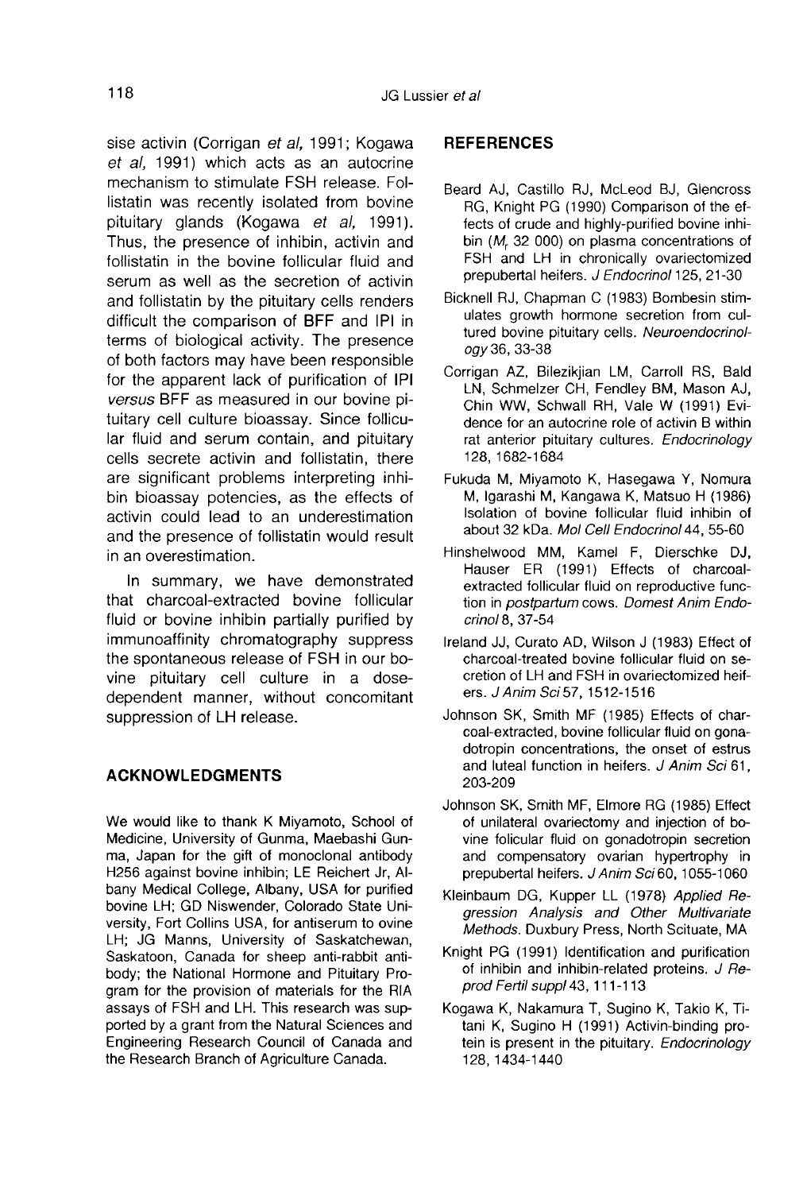sise activin (Corrigan *et al*, 1991; Kogawa *et al*, 1991) which acts as an autocrine mechanism to stimulate FSH release. Follistatin was recently isolated from bovine pituitary glands (Kogawa *et al*, 1991). Thus, the presence of inhibin, activin and follistatin in the bovine follicular fluid and serum as well as the secretion of activin and follistatin by the pituitary cells renders difficult the comparison of BFF and IPI in terms of biological activity. The presence of both factors may have been responsible for the apparent lack of purification of IPI *versus* BFF as measured in our bovine pituitary cell culture bioassay. Since follicular fluid and serum contain, and pituitary cells secrete activin and follistatin, there are significant problems interpreting inhibin bioassay potencies, as the effects of activin could lead to an underestimation and the presence of follistatin would result in an overestimation.

In summary, we have demonstrated that charcoal-extracted bovine follicular fluid or bovine inhibin partially purified by immunoaffinity chromatography suppress the spontaneous release of FSH in our bovine pituitary cell culture in a dose-dependent manner, without concomitant suppression of LH release.

## ACKNOWLEDGMENTS

We would like to thank K Miyamoto, School of Medicine, University of Gunma, Maebashi Gunma, Japan for the gift of monoclonal antibody H256 against bovine inhibin; LE Reichert Jr, Albany Medical College, Albany, USA for purified bovine LH; GD Niswender, Colorado State University, Fort Collins USA, for antiserum to ovine LH; JG Manns, University of Saskatchewan, Saskatoon, Canada for sheep anti-rabbit antibody; the National Hormone and Pituitary Program for the provision of materials for the RIA assays of FSH and LH. This research was supported by a grant from the Natural Sciences and Engineering Research Council of Canada and the Research Branch of Agriculture Canada.

## REFERENCES

Beard AJ, Castillo RJ, McLeod BJ, Glencross RG, Knight PG (1990) Comparison of the effects of crude and highly-purified bovine inhibin ($M_r$ 32 000) on plasma concentrations of FSH and LH in chronically ovariectomized prepubertal heifers. *J Endocrinol* 125, 21-30

Bicknell RJ, Chapman C (1983) Bombesin stimulates growth hormone secretion from cultured bovine pituitary cells. *Neuroendocrinology* 36, 33-38

Corrigan AZ, Bilezikjian LM, Carroll RS, Bald LN, Schmelzer CH, Fendley BM, Mason AJ, Chin WW, Schwall RH, Vale W (1991) Evidence for an autocrine role of activin B within rat anterior pituitary cultures. *Endocrinology* 128, 1682-1684

Fukuda M, Miyamoto K, Hasegawa Y, Nomura M, Igarashi M, Kangawa K, Matsuo H (1986) Isolation of bovine follicular fluid inhibin of about 32 kDa. *Mol Cell Endocrinol* 44, 55-60

Hinshelwood MM, Kamel F, Dierschke DJ, Hauser ER (1991) Effects of charcoal-extracted follicular fluid on reproductive function in *postpartum* cows. *Domest Anim Endocrinol* 8, 37-54

Ireland JJ, Curato AD, Wilson J (1983) Effect of charcoal-treated bovine follicular fluid on secretion of LH and FSH in ovariectomized heifers. *J Anim Sci* 57, 1512-1516

Johnson SK, Smith MF (1985) Effects of charcoal-extracted, bovine follicular fluid on gonadotropin concentrations, the onset of estrus and luteal function in heifers. *J Anim Sci* 61, 203-209

Johnson SK, Smith MF, Elmore RG (1985) Effect of unilateral ovariectomy and injection of bovine folicular fluid on gonadotropin secretion and compensatory ovarian hypertrophy in prepubertal heifers. *J Anim Sci* 60, 1055-1060

Kleinbaum DG, Kupper LL (1978) *Applied Regression Analysis and Other Multivariate Methods.* Duxbury Press, North Scituate, MA

Knight PG (1991) Identification and purification of inhibin and inhibin-related proteins. *J Reprod Fertil suppl* 43, 111-113

Kogawa K, Nakamura T, Sugino K, Takio K, Titani K, Sugino H (1991) Activin-binding protein is present in the pituitary. *Endocrinology* 128, 1434-1440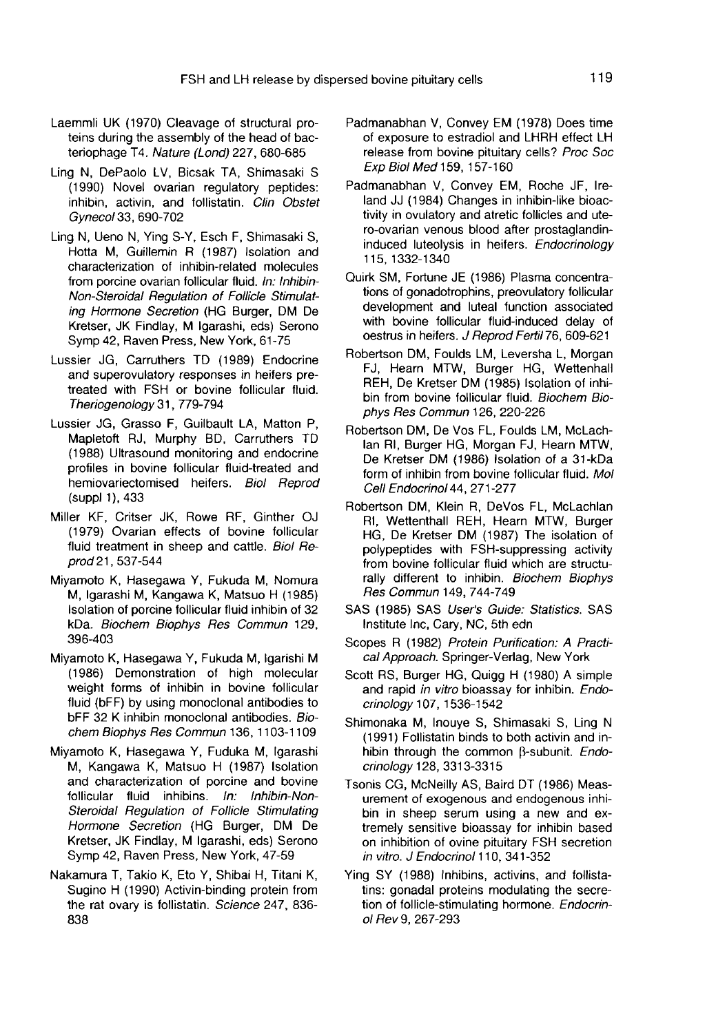Laemmli UK (1970) Cleavage of structural proteins during the assembly of the head of bacteriophage T4. *Nature (Lond)* 227, 680-685

Ling N, DePaolo LV, Bicsak TA, Shimasaki S (1990) Novel ovarian regulatory peptides: inhibin, activin, and follistatin. *Clin Obstet Gynecol* 33, 690-702

Ling N, Ueno N, Ying S-Y, Esch F, Shimasaki S, Hotta M, Guillemin R (1987) Isolation and characterization of inhibin-related molecules from porcine ovarian follicular fluid. *In: Inhibin-Non-Steroidal Regulation of Follicle Stimulating Hormone Secretion* (HG Burger, DM De Kretser, JK Findlay, M Igarashi, eds) Serono Symp 42, Raven Press, New York, 61-75

Lussier JG, Carruthers TD (1989) Endocrine and superovulatory responses in heifers pretreated with FSH or bovine follicular fluid. *Theriogenology* 31, 779-794

Lussier JG, Grasso F, Guilbault LA, Matton P, Mapletoft RJ, Murphy BD, Carruthers TD (1988) Ultrasound monitoring and endocrine profiles in bovine follicular fluid-treated and hemiovariectomised heifers. *Biol Reprod* (suppl 1), 433

Miller KF, Critser JK, Rowe RF, Ginther OJ (1979) Ovarian effects of bovine follicular fluid treatment in sheep and cattle. *Biol Reprod* 21, 537-544

Miyamoto K, Hasegawa Y, Fukuda M, Nomura M, Igarashi M, Kangawa K, Matsuo H (1985) Isolation of porcine follicular fluid inhibin of 32 kDa. *Biochem Biophys Res Commun* 129, 396-403

Miyamoto K, Hasegawa Y, Fukuda M, Igarishi M (1986) Demonstration of high molecular weight forms of inhibin in bovine follicular fluid (bFF) by using monoclonal antibodies to bFF 32 K inhibin monoclonal antibodies. *Biochem Biophys Res Commun* 136, 1103-1109

Miyamoto K, Hasegawa Y, Fuduka M, Igarashi M, Kangawa K, Matsuo H (1987) Isolation and characterization of porcine and bovine follicular fluid inhibins. *In: Inhibin-Non-Steroidal Regulation of Follicle Stimulating Hormone Secretion* (HG Burger, DM De Kretser, JK Findlay, M Igarashi, eds) Serono Symp 42, Raven Press, New York, 47-59

Nakamura T, Takio K, Eto Y, Shibai H, Titani K, Sugino H (1990) Activin-binding protein from the rat ovary is follistatin. *Science* 247, 836-838

Padmanabhan V, Convey EM (1978) Does time of exposure to estradiol and LHRH effect LH release from bovine pituitary cells? *Proc Soc Exp Biol Med* 159, 157-160

Padmanabhan V, Convey EM, Roche JF, Ireland JJ (1984) Changes in inhibin-like bioactivity in ovulatory and atretic follicles and utero-ovarian venous blood after prostaglandin-induced luteolysis in heifers. *Endocrinology* 115, 1332-1340

Quirk SM, Fortune JE (1986) Plasma concentrations of gonadotrophins, preovulatory follicular development and luteal function associated with bovine follicular fluid-induced delay of oestrus in heifers. *J Reprod Fertil* 76, 609-621

Robertson DM, Foulds LM, Leversha L, Morgan FJ, Hearn MTW, Burger HG, Wettenhall REH, De Kretser DM (1985) Isolation of inhibin from bovine follicular fluid. *Biochem Biophys Res Commun* 126, 220-226

Robertson DM, De Vos FL, Foulds LM, McLachlan RI, Burger HG, Morgan FJ, Hearn MTW, De Kretser DM (1986) Isolation of a 31-kDa form of inhibin from bovine follicular fluid. *Mol Cell Endocrinol* 44, 271-277

Robertson DM, Klein R, DeVos FL, McLachlan RI, Wettenthall REH, Hearn MTW, Burger HG, De Kretser DM (1987) The isolation of polypeptides with FSH-suppressing activity from bovine follicular fluid which are structurally different to inhibin. *Biochem Biophys Res Commun* 149, 744-749

SAS (1985) SAS *User's Guide: Statistics.* SAS Institute Inc, Cary, NC, 5th edn

Scopes R (1982) *Protein Purification: A Practical Approach.* Springer-Verlag, New York

Scott RS, Burger HG, Quigg H (1980) A simple and rapid *in vitro* bioassay for inhibin. *Endocrinology* 107, 1536-1542

Shimonaka M, Inouye S, Shimasaki S, Ling N (1991) Follistatin binds to both activin and inhibin through the common β-subunit. *Endocrinology* 128, 3313-3315

Tsonis CG, McNeilly AS, Baird DT (1986) Measurement of exogenous and endogenous inhibin in sheep serum using a new and extremely sensitive bioassay for inhibin based on inhibition of ovine pituitary FSH secretion *in vitro*. *J Endocrinol* 110, 341-352

Ying SY (1988) Inhibins, activins, and follistatins: gonadal proteins modulating the secretion of follicle-stimulating hormone. *Endocrinol Rev* 9, 267-293